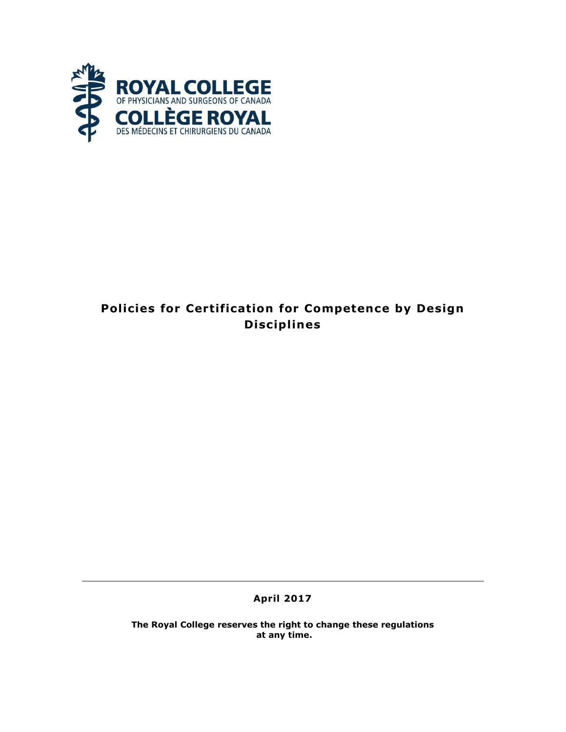ROYAL COLLEGE
OF PHYSICIANS AND SURGEONS OF CANADA
COLLÈGE ROYAL
DES MÉDECINS ET CHIRURGIENS DU CANADA

# Policies for Certification for Competence by Design Disciplines

**April 2017**

**The Royal College reserves the right to change these regulations at any time.**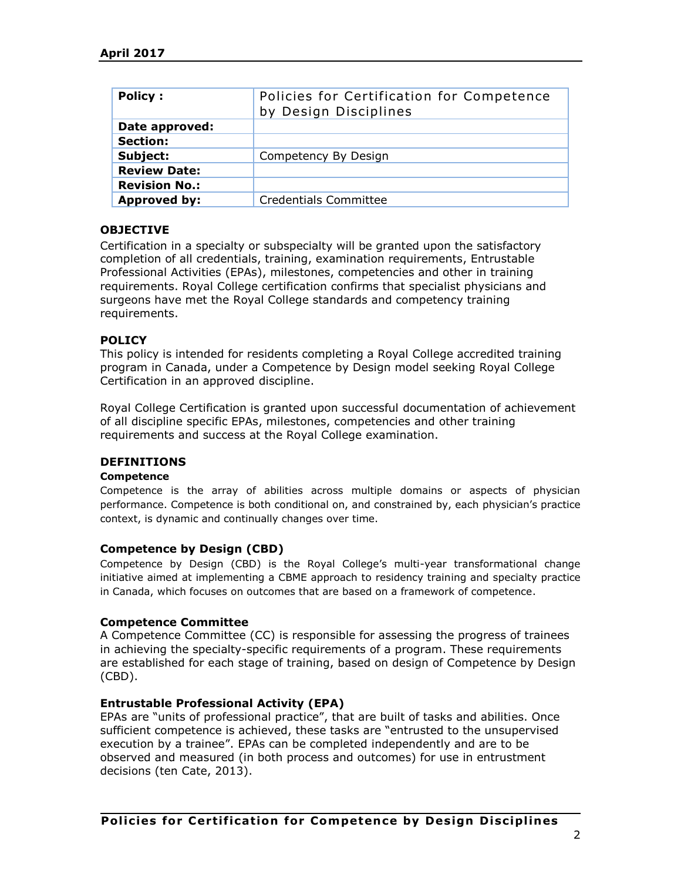| Policy : | Policies for Certification for Competence by Design Disciplines |
|---|---|
| Date approved: | |
| Section: | |
| Subject: | Competency By Design |
| Review Date: | |
| Revision No.: | |
| Approved by: | Credentials Committee |

## OBJECTIVE

Certification in a specialty or subspecialty will be granted upon the satisfactory completion of all credentials, training, examination requirements, Entrustable Professional Activities (EPAs), milestones, competencies and other in training requirements. Royal College certification confirms that specialist physicians and surgeons have met the Royal College standards and competency training requirements.

## POLICY

This policy is intended for residents completing a Royal College accredited training program in Canada, under a Competence by Design model seeking Royal College Certification in an approved discipline.

Royal College Certification is granted upon successful documentation of achievement of all discipline specific EPAs, milestones, competencies and other training requirements and success at the Royal College examination.

## DEFINITIONS

### Competence

Competence is the array of abilities across multiple domains or aspects of physician performance. Competence is both conditional on, and constrained by, each physician's practice context, is dynamic and continually changes over time.

### Competence by Design (CBD)

Competence by Design (CBD) is the Royal College's multi-year transformational change initiative aimed at implementing a CBME approach to residency training and specialty practice in Canada, which focuses on outcomes that are based on a framework of competence.

### Competence Committee

A Competence Committee (CC) is responsible for assessing the progress of trainees in achieving the specialty-specific requirements of a program. These requirements are established for each stage of training, based on design of Competence by Design (CBD).

### Entrustable Professional Activity (EPA)

EPAs are "units of professional practice", that are built of tasks and abilities. Once sufficient competence is achieved, these tasks are "entrusted to the unsupervised execution by a trainee". EPAs can be completed independently and are to be observed and measured (in both process and outcomes) for use in entrustment decisions (ten Cate, 2013).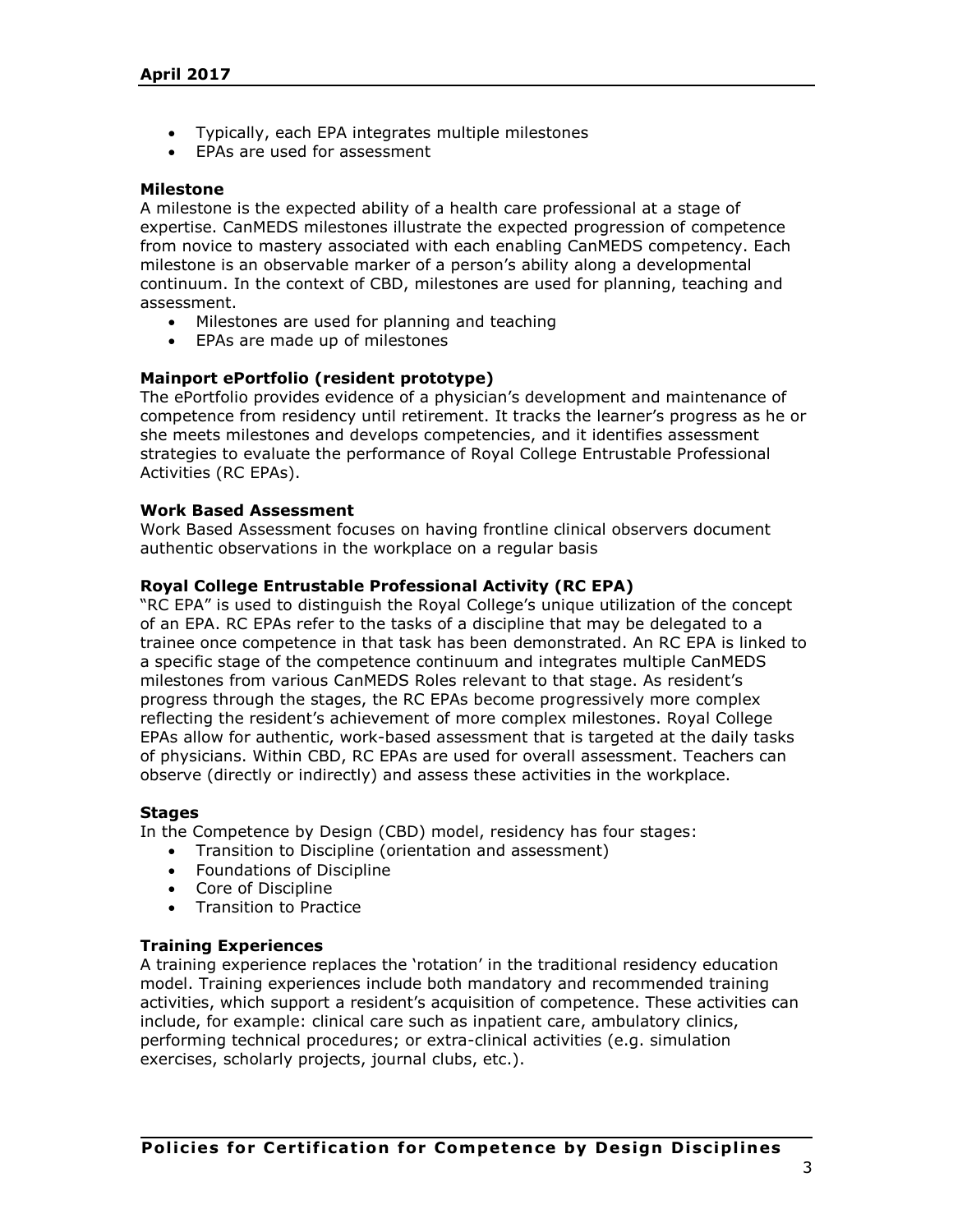- Typically, each EPA integrates multiple milestones
- EPAs are used for assessment

**Milestone**

A milestone is the expected ability of a health care professional at a stage of expertise. CanMEDS milestones illustrate the expected progression of competence from novice to mastery associated with each enabling CanMEDS competency. Each milestone is an observable marker of a person's ability along a developmental continuum. In the context of CBD, milestones are used for planning, teaching and assessment.

- Milestones are used for planning and teaching
- EPAs are made up of milestones

**Mainport ePortfolio (resident prototype)**

The ePortfolio provides evidence of a physician's development and maintenance of competence from residency until retirement. It tracks the learner's progress as he or she meets milestones and develops competencies, and it identifies assessment strategies to evaluate the performance of Royal College Entrustable Professional Activities (RC EPAs).

**Work Based Assessment**

Work Based Assessment focuses on having frontline clinical observers document authentic observations in the workplace on a regular basis

**Royal College Entrustable Professional Activity (RC EPA)**

"RC EPA" is used to distinguish the Royal College's unique utilization of the concept of an EPA. RC EPAs refer to the tasks of a discipline that may be delegated to a trainee once competence in that task has been demonstrated. An RC EPA is linked to a specific stage of the competence continuum and integrates multiple CanMEDS milestones from various CanMEDS Roles relevant to that stage. As resident's progress through the stages, the RC EPAs become progressively more complex reflecting the resident's achievement of more complex milestones. Royal College EPAs allow for authentic, work-based assessment that is targeted at the daily tasks of physicians. Within CBD, RC EPAs are used for overall assessment. Teachers can observe (directly or indirectly) and assess these activities in the workplace.

**Stages**

In the Competence by Design (CBD) model, residency has four stages:

- Transition to Discipline (orientation and assessment)
- Foundations of Discipline
- Core of Discipline
- Transition to Practice

**Training Experiences**

A training experience replaces the 'rotation' in the traditional residency education model. Training experiences include both mandatory and recommended training activities, which support a resident's acquisition of competence. These activities can include, for example: clinical care such as inpatient care, ambulatory clinics, performing technical procedures; or extra-clinical activities (e.g. simulation exercises, scholarly projects, journal clubs, etc.).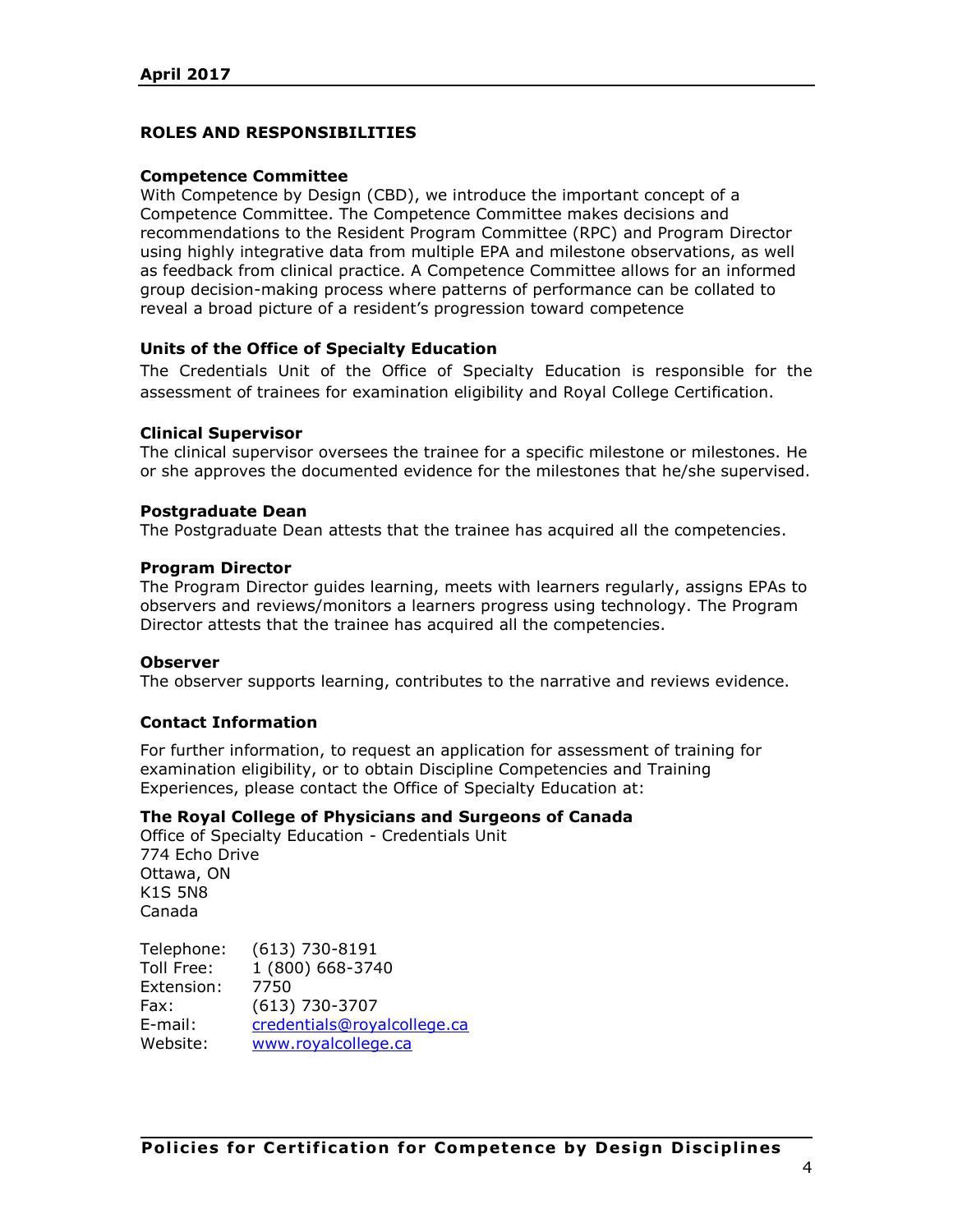## ROLES AND RESPONSIBILITIES

### Competence Committee

With Competence by Design (CBD), we introduce the important concept of a Competence Committee. The Competence Committee makes decisions and recommendations to the Resident Program Committee (RPC) and Program Director using highly integrative data from multiple EPA and milestone observations, as well as feedback from clinical practice. A Competence Committee allows for an informed group decision-making process where patterns of performance can be collated to reveal a broad picture of a resident's progression toward competence

### Units of the Office of Specialty Education

The Credentials Unit of the Office of Specialty Education is responsible for the assessment of trainees for examination eligibility and Royal College Certification.

### Clinical Supervisor

The clinical supervisor oversees the trainee for a specific milestone or milestones. He or she approves the documented evidence for the milestones that he/she supervised.

### Postgraduate Dean

The Postgraduate Dean attests that the trainee has acquired all the competencies.

### Program Director

The Program Director guides learning, meets with learners regularly, assigns EPAs to observers and reviews/monitors a learners progress using technology. The Program Director attests that the trainee has acquired all the competencies.

### Observer

The observer supports learning, contributes to the narrative and reviews evidence.

### Contact Information

For further information, to request an application for assessment of training for examination eligibility, or to obtain Discipline Competencies and Training Experiences, please contact the Office of Specialty Education at:

**The Royal College of Physicians and Surgeons of Canada**
Office of Specialty Education - Credentials Unit
774 Echo Drive
Ottawa, ON
K1S 5N8
Canada

Telephone: (613) 730-8191
Toll Free: 1 (800) 668-3740
Extension: 7750
Fax: (613) 730-3707
E-mail: credentials@royalcollege.ca
Website: www.royalcollege.ca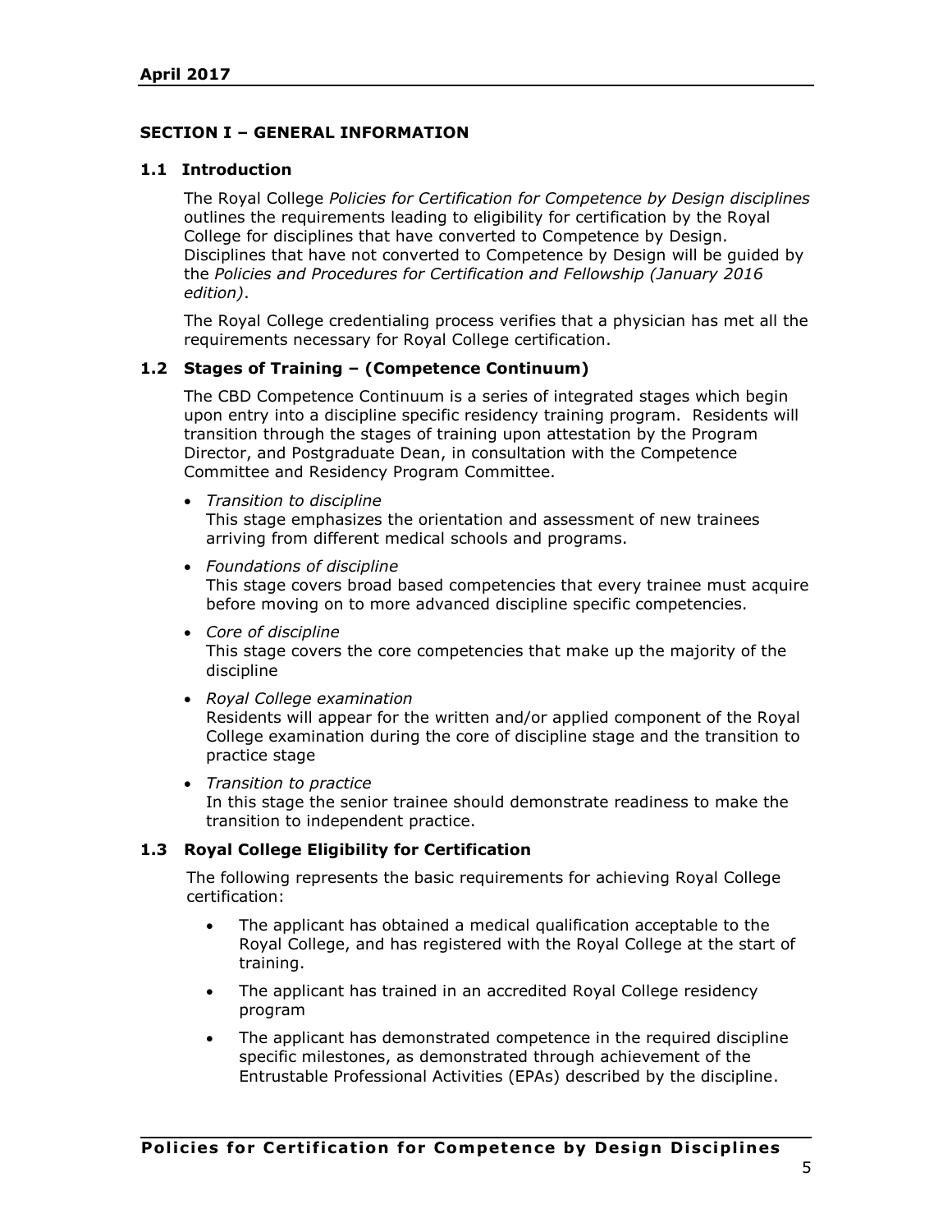## SECTION I – GENERAL INFORMATION

### 1.1 Introduction

The Royal College *Policies for Certification for Competence by Design disciplines* outlines the requirements leading to eligibility for certification by the Royal College for disciplines that have converted to Competence by Design. Disciplines that have not converted to Competence by Design will be guided by the *Policies and Procedures for Certification and Fellowship (January 2016 edition)*.

The Royal College credentialing process verifies that a physician has met all the requirements necessary for Royal College certification.

### 1.2 Stages of Training – (Competence Continuum)

The CBD Competence Continuum is a series of integrated stages which begin upon entry into a discipline specific residency training program. Residents will transition through the stages of training upon attestation by the Program Director, and Postgraduate Dean, in consultation with the Competence Committee and Residency Program Committee.

- *Transition to discipline*
  This stage emphasizes the orientation and assessment of new trainees arriving from different medical schools and programs.
- *Foundations of discipline*
  This stage covers broad based competencies that every trainee must acquire before moving on to more advanced discipline specific competencies.
- *Core of discipline*
  This stage covers the core competencies that make up the majority of the discipline
- *Royal College examination*
  Residents will appear for the written and/or applied component of the Royal College examination during the core of discipline stage and the transition to practice stage
- *Transition to practice*
  In this stage the senior trainee should demonstrate readiness to make the transition to independent practice.

### 1.3 Royal College Eligibility for Certification

The following represents the basic requirements for achieving Royal College certification:

- The applicant has obtained a medical qualification acceptable to the Royal College, and has registered with the Royal College at the start of training.
- The applicant has trained in an accredited Royal College residency program
- The applicant has demonstrated competence in the required discipline specific milestones, as demonstrated through achievement of the Entrustable Professional Activities (EPAs) described by the discipline.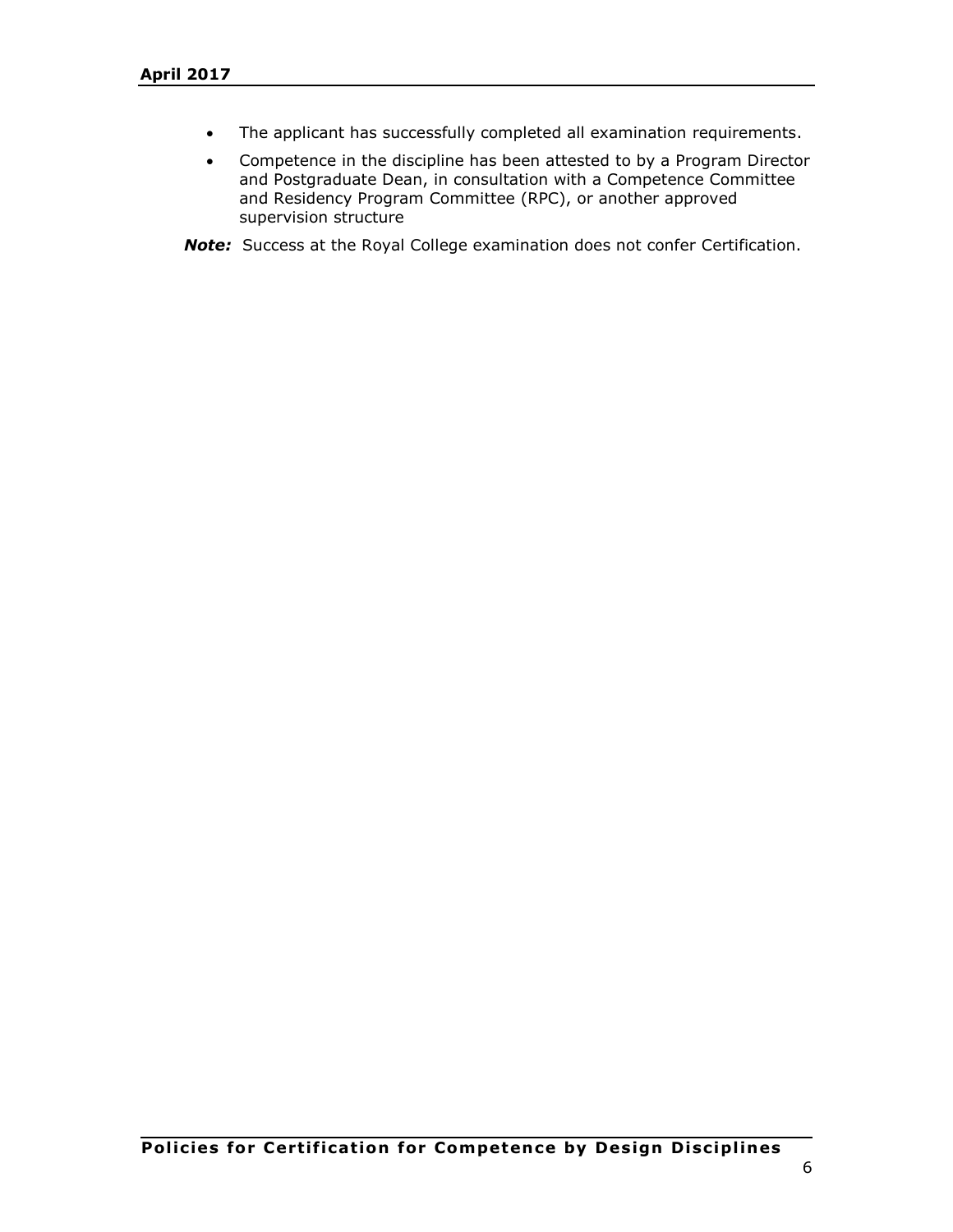- The applicant has successfully completed all examination requirements.
- Competence in the discipline has been attested to by a Program Director and Postgraduate Dean, in consultation with a Competence Committee and Residency Program Committee (RPC), or another approved supervision structure

***Note:*** Success at the Royal College examination does not confer Certification.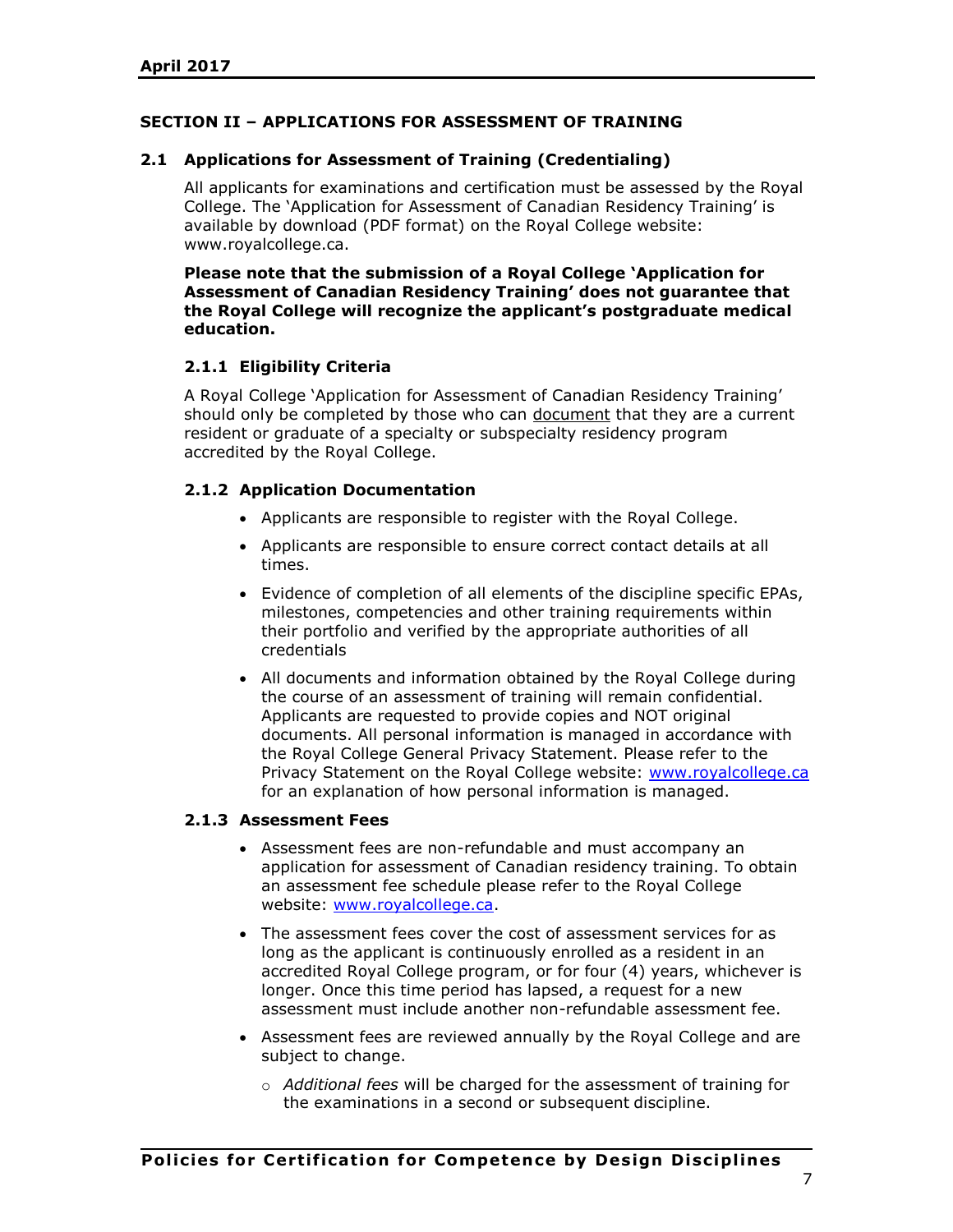## SECTION II – APPLICATIONS FOR ASSESSMENT OF TRAINING

### 2.1 Applications for Assessment of Training (Credentialing)

All applicants for examinations and certification must be assessed by the Royal College. The 'Application for Assessment of Canadian Residency Training' is available by download (PDF format) on the Royal College website: www.royalcollege.ca.

**Please note that the submission of a Royal College 'Application for Assessment of Canadian Residency Training' does not guarantee that the Royal College will recognize the applicant's postgraduate medical education.**

#### 2.1.1 Eligibility Criteria

A Royal College 'Application for Assessment of Canadian Residency Training' should only be completed by those who can document that they are a current resident or graduate of a specialty or subspecialty residency program accredited by the Royal College.

#### 2.1.2 Application Documentation

- Applicants are responsible to register with the Royal College.
- Applicants are responsible to ensure correct contact details at all times.
- Evidence of completion of all elements of the discipline specific EPAs, milestones, competencies and other training requirements within their portfolio and verified by the appropriate authorities of all credentials
- All documents and information obtained by the Royal College during the course of an assessment of training will remain confidential. Applicants are requested to provide copies and NOT original documents. All personal information is managed in accordance with the Royal College General Privacy Statement. Please refer to the Privacy Statement on the Royal College website: www.royalcollege.ca for an explanation of how personal information is managed.

#### 2.1.3 Assessment Fees

- Assessment fees are non-refundable and must accompany an application for assessment of Canadian residency training. To obtain an assessment fee schedule please refer to the Royal College website: www.royalcollege.ca.
- The assessment fees cover the cost of assessment services for as long as the applicant is continuously enrolled as a resident in an accredited Royal College program, or for four (4) years, whichever is longer. Once this time period has lapsed, a request for a new assessment must include another non-refundable assessment fee.
- Assessment fees are reviewed annually by the Royal College and are subject to change.
  - *Additional fees* will be charged for the assessment of training for the examinations in a second or subsequent discipline.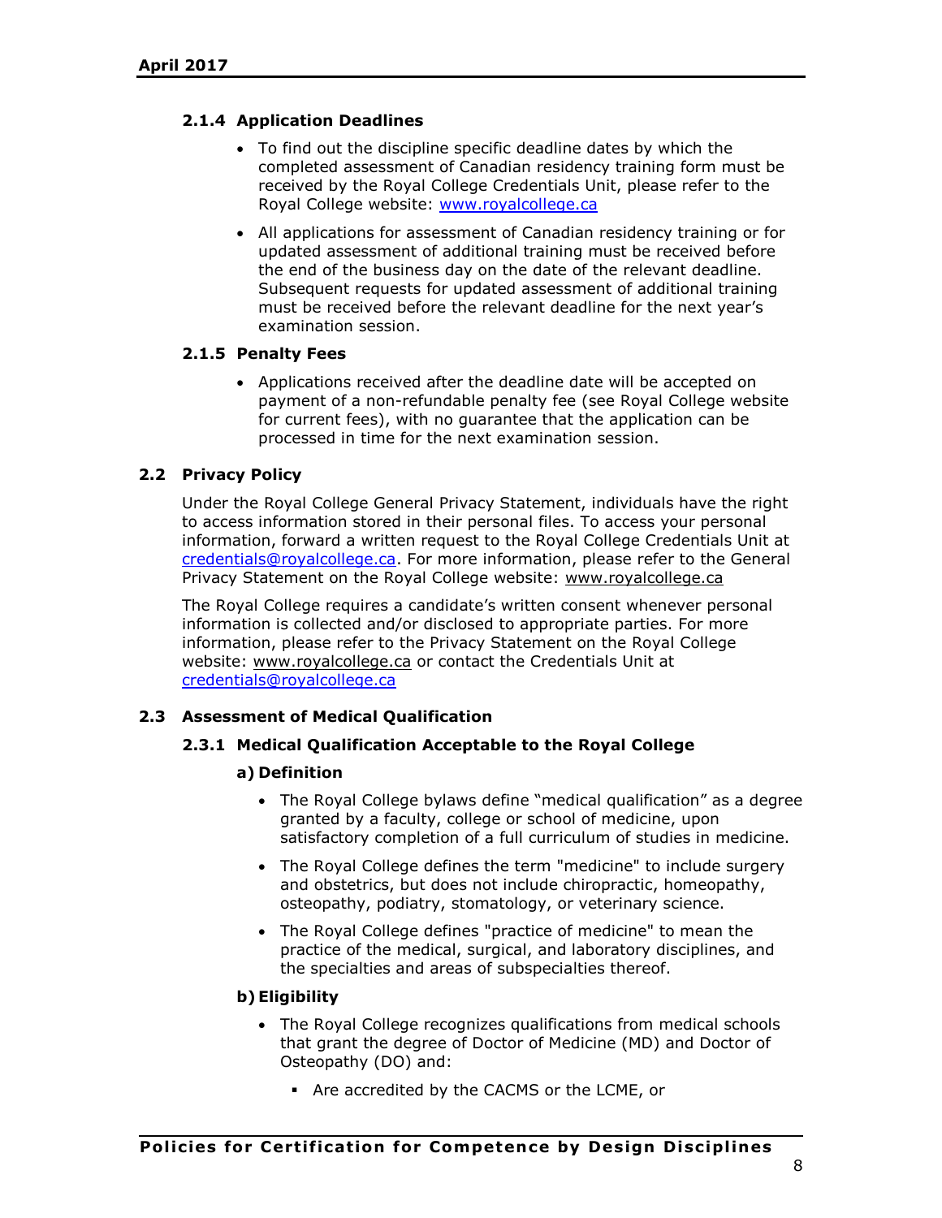### 2.1.4 Application Deadlines

- To find out the discipline specific deadline dates by which the completed assessment of Canadian residency training form must be received by the Royal College Credentials Unit, please refer to the Royal College website: www.royalcollege.ca
- All applications for assessment of Canadian residency training or for updated assessment of additional training must be received before the end of the business day on the date of the relevant deadline. Subsequent requests for updated assessment of additional training must be received before the relevant deadline for the next year's examination session.

### 2.1.5 Penalty Fees

- Applications received after the deadline date will be accepted on payment of a non-refundable penalty fee (see Royal College website for current fees), with no guarantee that the application can be processed in time for the next examination session.

## 2.2 Privacy Policy

Under the Royal College General Privacy Statement, individuals have the right to access information stored in their personal files. To access your personal information, forward a written request to the Royal College Credentials Unit at credentials@royalcollege.ca. For more information, please refer to the General Privacy Statement on the Royal College website: www.royalcollege.ca

The Royal College requires a candidate's written consent whenever personal information is collected and/or disclosed to appropriate parties. For more information, please refer to the Privacy Statement on the Royal College website: www.royalcollege.ca or contact the Credentials Unit at credentials@royalcollege.ca

## 2.3 Assessment of Medical Qualification

### 2.3.1 Medical Qualification Acceptable to the Royal College

#### a) Definition

- The Royal College bylaws define "medical qualification" as a degree granted by a faculty, college or school of medicine, upon satisfactory completion of a full curriculum of studies in medicine.
- The Royal College defines the term "medicine" to include surgery and obstetrics, but does not include chiropractic, homeopathy, osteopathy, podiatry, stomatology, or veterinary science.
- The Royal College defines "practice of medicine" to mean the practice of the medical, surgical, and laboratory disciplines, and the specialties and areas of subspecialties thereof.

#### b) Eligibility

- The Royal College recognizes qualifications from medical schools that grant the degree of Doctor of Medicine (MD) and Doctor of Osteopathy (DO) and:
  - Are accredited by the CACMS or the LCME, or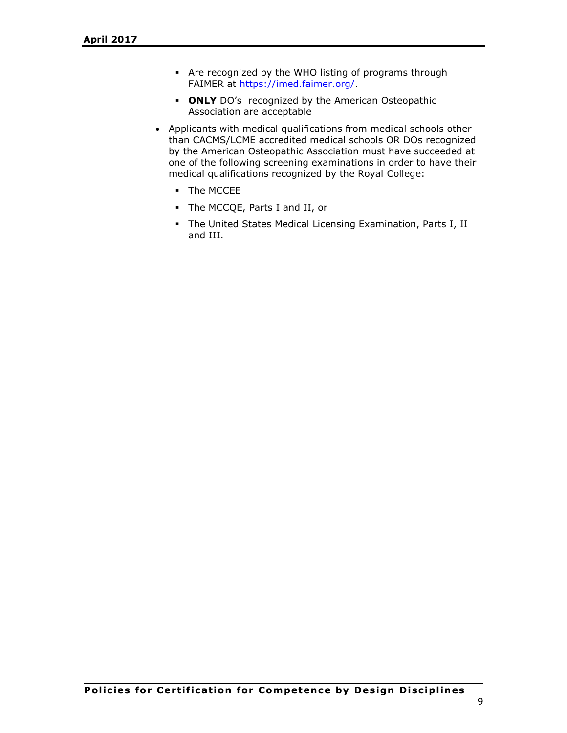- Are recognized by the WHO listing of programs through FAIMER at https://imed.faimer.org/.
   - **ONLY** DO's recognized by the American Osteopathic Association are acceptable

- Applicants with medical qualifications from medical schools other than CACMS/LCME accredited medical schools OR DOs recognized by the American Osteopathic Association must have succeeded at one of the following screening examinations in order to have their medical qualifications recognized by the Royal College:
   - The MCCEE
   - The MCCQE, Parts I and II, or
   - The United States Medical Licensing Examination, Parts I, II and III.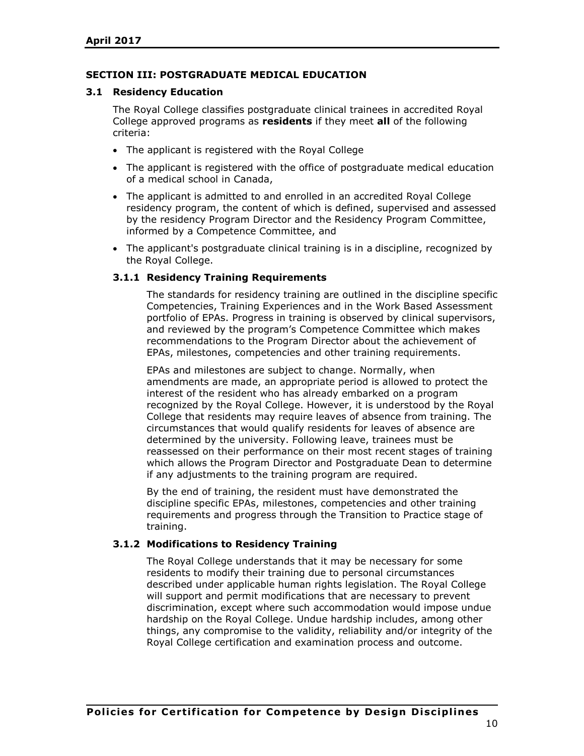## SECTION III: POSTGRADUATE MEDICAL EDUCATION

### 3.1 Residency Education

The Royal College classifies postgraduate clinical trainees in accredited Royal College approved programs as **residents** if they meet **all** of the following criteria:

- The applicant is registered with the Royal College
- The applicant is registered with the office of postgraduate medical education of a medical school in Canada,
- The applicant is admitted to and enrolled in an accredited Royal College residency program, the content of which is defined, supervised and assessed by the residency Program Director and the Residency Program Committee, informed by a Competence Committee, and
- The applicant's postgraduate clinical training is in a discipline, recognized by the Royal College.

#### 3.1.1 Residency Training Requirements

The standards for residency training are outlined in the discipline specific Competencies, Training Experiences and in the Work Based Assessment portfolio of EPAs. Progress in training is observed by clinical supervisors, and reviewed by the program's Competence Committee which makes recommendations to the Program Director about the achievement of EPAs, milestones, competencies and other training requirements.

EPAs and milestones are subject to change. Normally, when amendments are made, an appropriate period is allowed to protect the interest of the resident who has already embarked on a program recognized by the Royal College. However, it is understood by the Royal College that residents may require leaves of absence from training. The circumstances that would qualify residents for leaves of absence are determined by the university. Following leave, trainees must be reassessed on their performance on their most recent stages of training which allows the Program Director and Postgraduate Dean to determine if any adjustments to the training program are required.

By the end of training, the resident must have demonstrated the discipline specific EPAs, milestones, competencies and other training requirements and progress through the Transition to Practice stage of training.

#### 3.1.2 Modifications to Residency Training

The Royal College understands that it may be necessary for some residents to modify their training due to personal circumstances described under applicable human rights legislation. The Royal College will support and permit modifications that are necessary to prevent discrimination, except where such accommodation would impose undue hardship on the Royal College. Undue hardship includes, among other things, any compromise to the validity, reliability and/or integrity of the Royal College certification and examination process and outcome.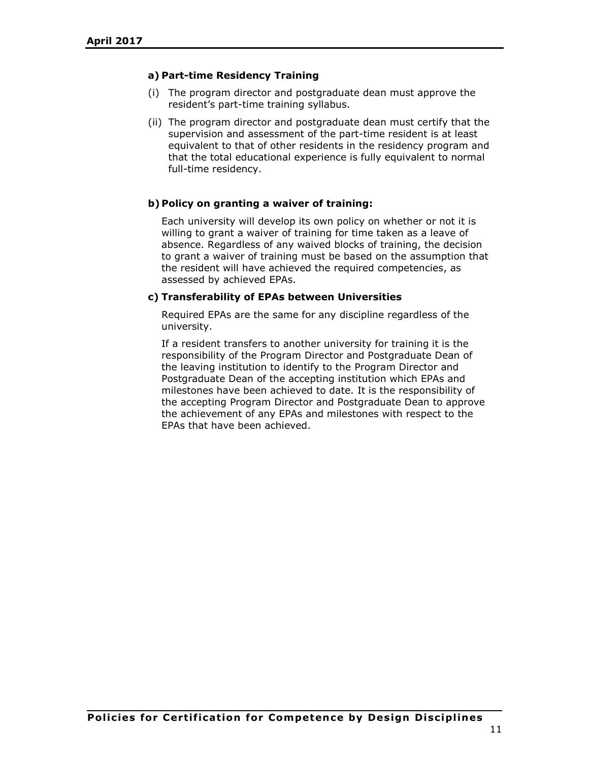#### a) Part-time Residency Training

(i) The program director and postgraduate dean must approve the resident's part-time training syllabus.

(ii) The program director and postgraduate dean must certify that the supervision and assessment of the part-time resident is at least equivalent to that of other residents in the residency program and that the total educational experience is fully equivalent to normal full-time residency.

#### b) Policy on granting a waiver of training:

Each university will develop its own policy on whether or not it is willing to grant a waiver of training for time taken as a leave of absence. Regardless of any waived blocks of training, the decision to grant a waiver of training must be based on the assumption that the resident will have achieved the required competencies, as assessed by achieved EPAs.

#### c) Transferability of EPAs between Universities

Required EPAs are the same for any discipline regardless of the university.

If a resident transfers to another university for training it is the responsibility of the Program Director and Postgraduate Dean of the leaving institution to identify to the Program Director and Postgraduate Dean of the accepting institution which EPAs and milestones have been achieved to date. It is the responsibility of the accepting Program Director and Postgraduate Dean to approve the achievement of any EPAs and milestones with respect to the EPAs that have been achieved.